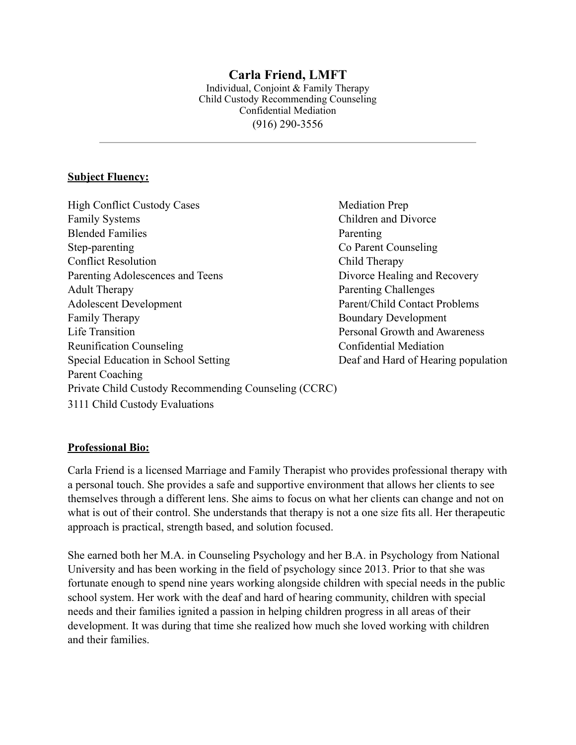# Carla Friend, LMFT

Individual, Conjoint & Family Therapy
Child Custody Recommending Counseling
Confidential Mediation
(916) 290-3556

---

**Subject Fluency:**

- High Conflict Custody Cases
- Family Systems
- Blended Families
- Step-parenting
- Conflict Resolution
- Parenting Adolescences and Teens
- Adult Therapy
- Adolescent Development
- Family Therapy
- Life Transition
- Reunification Counseling
- Special Education in School Setting
- Parent Coaching
- Private Child Custody Recommending Counseling (CCRC)
- 3111 Child Custody Evaluations
- Mediation Prep
- Children and Divorce
- Parenting
- Co Parent Counseling
- Child Therapy
- Divorce Healing and Recovery
- Parenting Challenges
- Parent/Child Contact Problems
- Boundary Development
- Personal Growth and Awareness
- Confidential Mediation
- Deaf and Hard of Hearing population

**Professional Bio:**

Carla Friend is a licensed Marriage and Family Therapist who provides professional therapy with a personal touch. She provides a safe and supportive environment that allows her clients to see themselves through a different lens. She aims to focus on what her clients can change and not on what is out of their control. She understands that therapy is not a one size fits all. Her therapeutic approach is practical, strength based, and solution focused.

She earned both her M.A. in Counseling Psychology and her B.A. in Psychology from National University and has been working in the field of psychology since 2013. Prior to that she was fortunate enough to spend nine years working alongside children with special needs in the public school system. Her work with the deaf and hard of hearing community, children with special needs and their families ignited a passion in helping children progress in all areas of their development. It was during that time she realized how much she loved working with children and their families.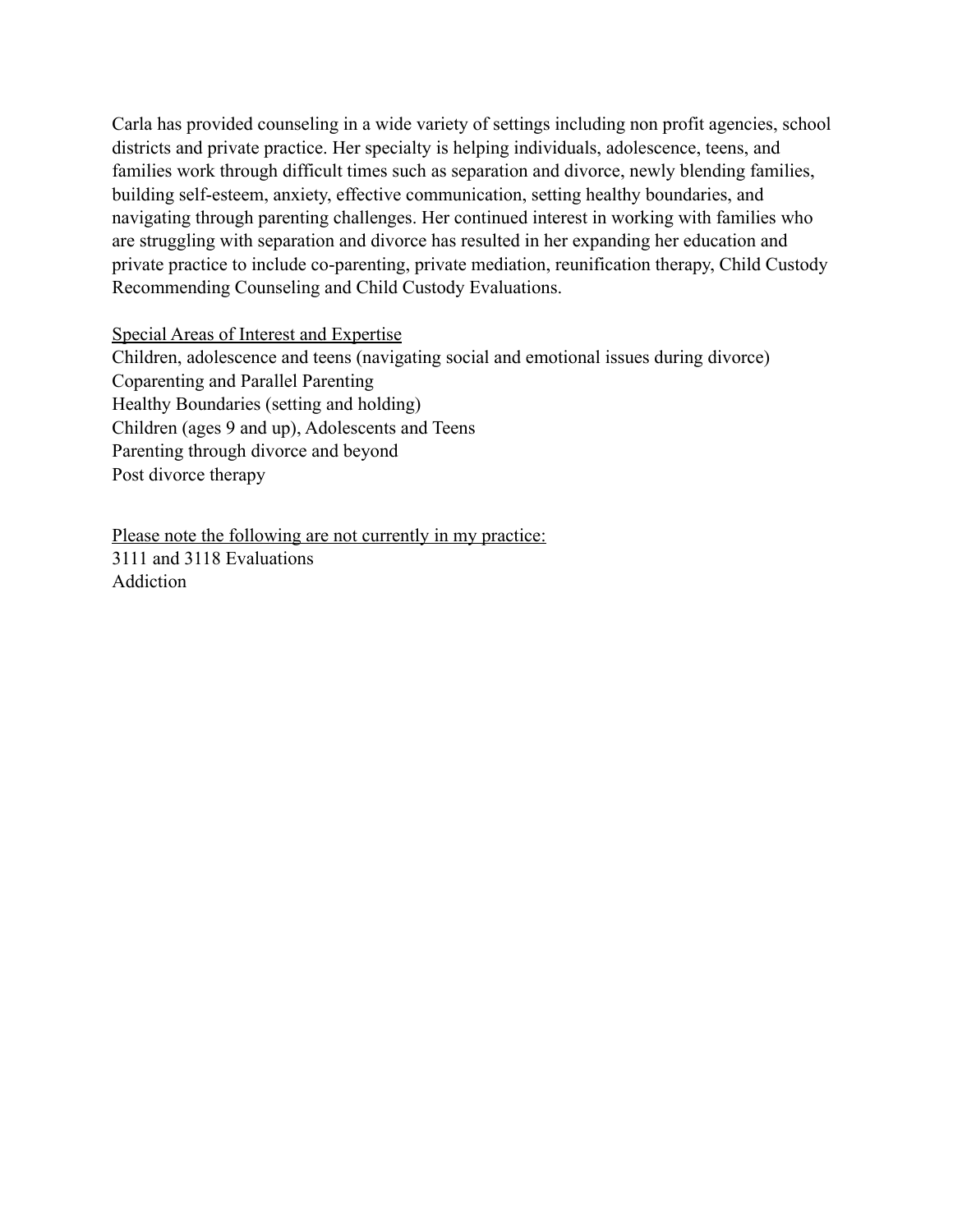Carla has provided counseling in a wide variety of settings including non profit agencies, school districts and private practice. Her specialty is helping individuals, adolescence, teens, and families work through difficult times such as separation and divorce, newly blending families, building self-esteem, anxiety, effective communication, setting healthy boundaries, and navigating through parenting challenges. Her continued interest in working with families who are struggling with separation and divorce has resulted in her expanding her education and private practice to include co-parenting, private mediation, reunification therapy, Child Custody Recommending Counseling and Child Custody Evaluations.

<u>Special Areas of Interest and Expertise</u>

Children, adolescence and teens (navigating social and emotional issues during divorce)
Coparenting and Parallel Parenting
Healthy Boundaries (setting and holding)
Children (ages 9 and up), Adolescents and Teens
Parenting through divorce and beyond
Post divorce therapy

<u>Please note the following are not currently in my practice:</u>

3111 and 3118 Evaluations
Addiction